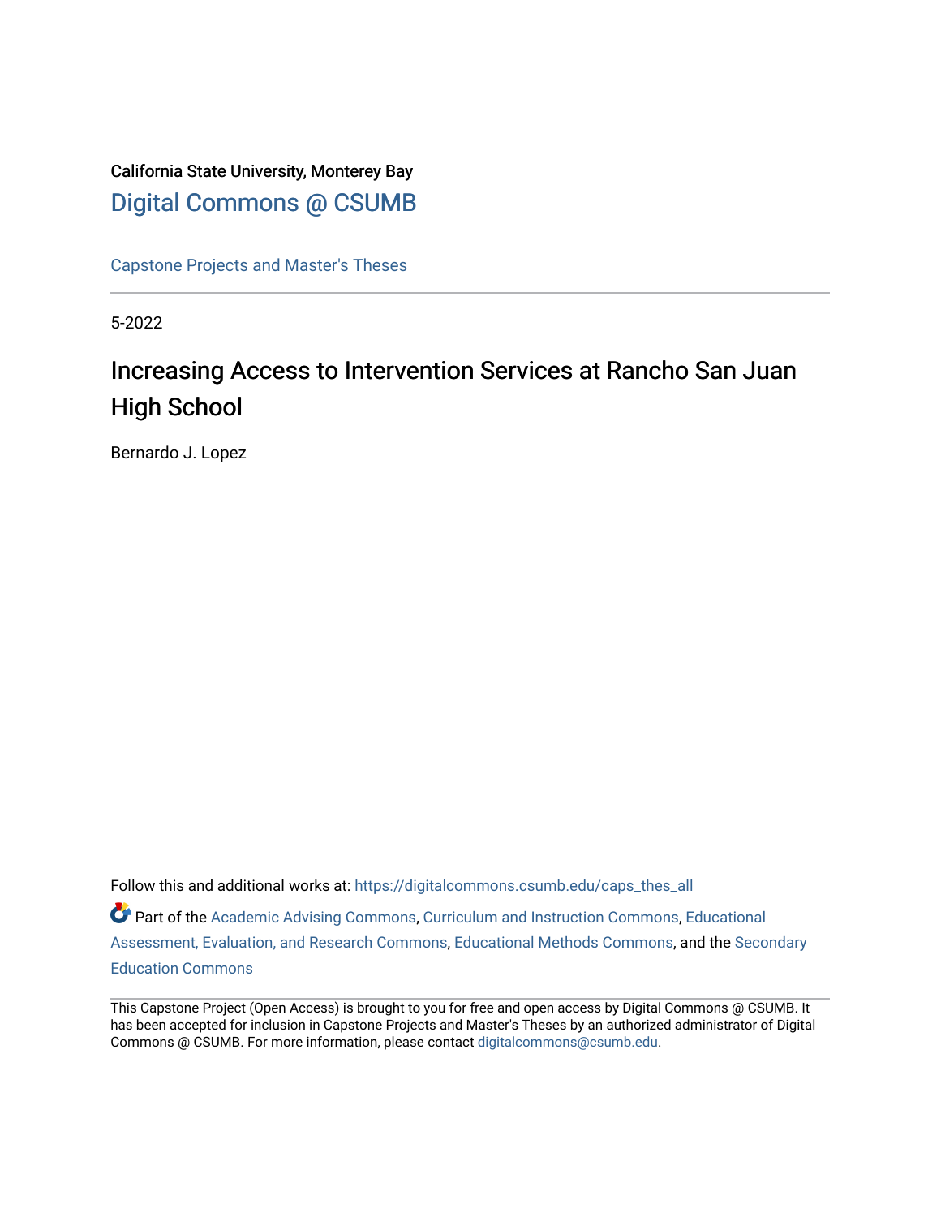California State University, Monterey Bay

Digital Commons @ CSUMB

Capstone Projects and Master's Theses

5-2022

# Increasing Access to Intervention Services at Rancho San Juan High School

Bernardo J. Lopez

Follow this and additional works at: https://digitalcommons.csumb.edu/caps_thes_all

Part of the Academic Advising Commons, Curriculum and Instruction Commons, Educational Assessment, Evaluation, and Research Commons, Educational Methods Commons, and the Secondary Education Commons

This Capstone Project (Open Access) is brought to you for free and open access by Digital Commons @ CSUMB. It has been accepted for inclusion in Capstone Projects and Master's Theses by an authorized administrator of Digital Commons @ CSUMB. For more information, please contact digitalcommons@csumb.edu.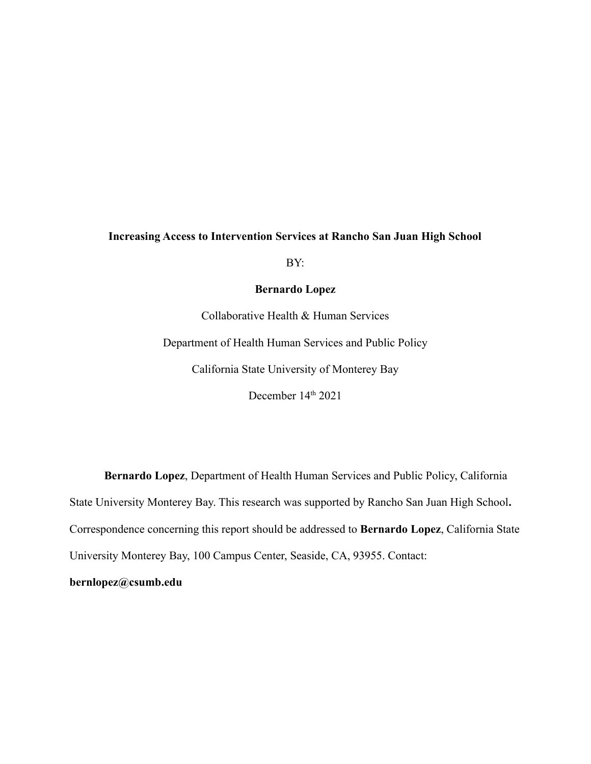**Increasing Access to Intervention Services at Rancho San Juan High School**

BY:

**Bernardo Lopez**

Collaborative Health & Human Services

Department of Health Human Services and Public Policy

California State University of Monterey Bay

December 14th 2021

**Bernardo Lopez**, Department of Health Human Services and Public Policy, California State University Monterey Bay. This research was supported by Rancho San Juan High School**.** Correspondence concerning this report should be addressed to **Bernardo Lopez**, California State University Monterey Bay, 100 Campus Center, Seaside, CA, 93955. Contact: **bernlopez@csumb.edu**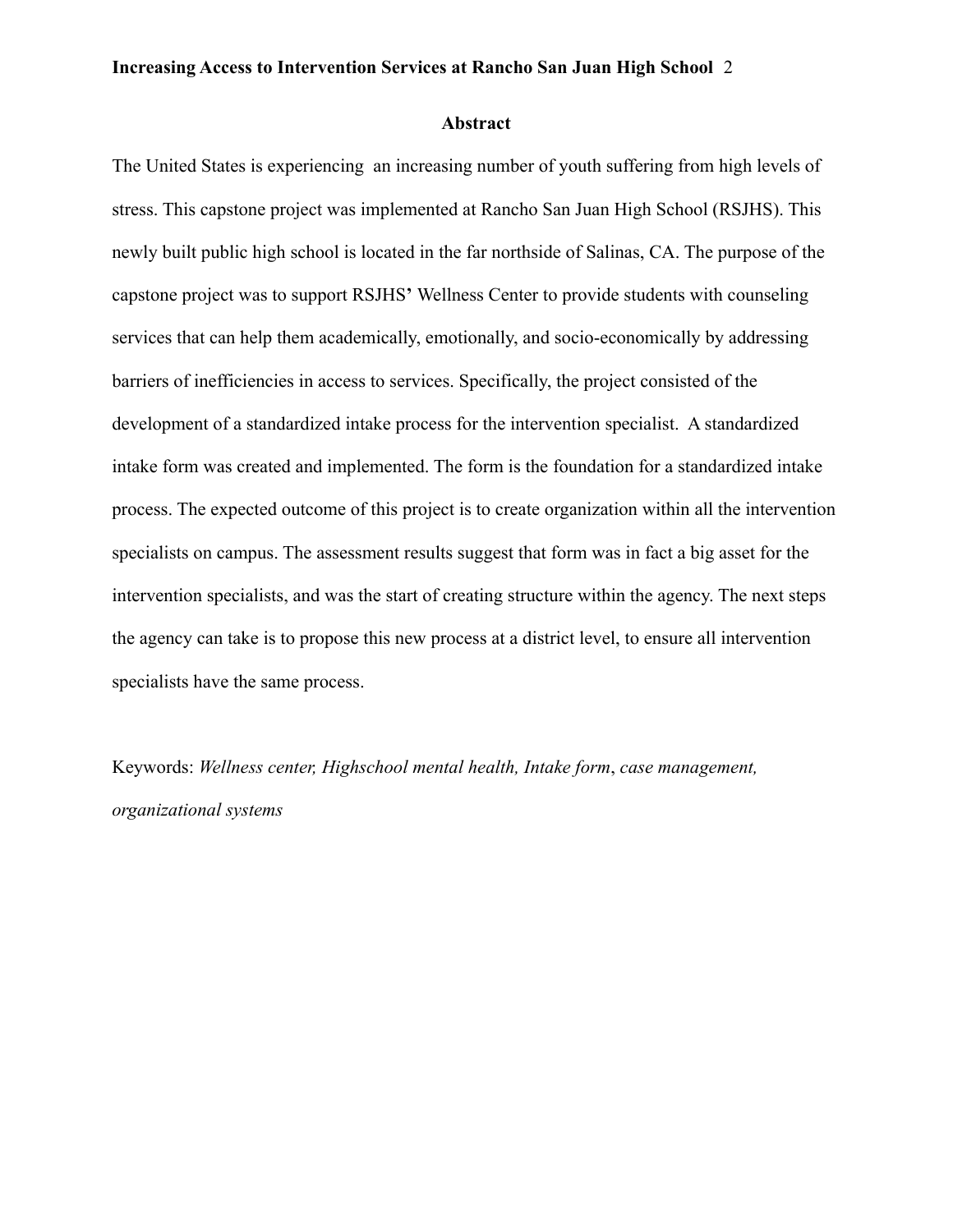## Abstract

The United States is experiencing an increasing number of youth suffering from high levels of stress. This capstone project was implemented at Rancho San Juan High School (RSJHS). This newly built public high school is located in the far northside of Salinas, CA. The purpose of the capstone project was to support RSJHS' Wellness Center to provide students with counseling services that can help them academically, emotionally, and socio-economically by addressing barriers of inefficiencies in access to services. Specifically, the project consisted of the development of a standardized intake process for the intervention specialist. A standardized intake form was created and implemented. The form is the foundation for a standardized intake process. The expected outcome of this project is to create organization within all the intervention specialists on campus. The assessment results suggest that form was in fact a big asset for the intervention specialists, and was the start of creating structure within the agency. The next steps the agency can take is to propose this new process at a district level, to ensure all intervention specialists have the same process.

Keywords: *Wellness center, Highschool mental health, Intake form*, *case management, organizational systems*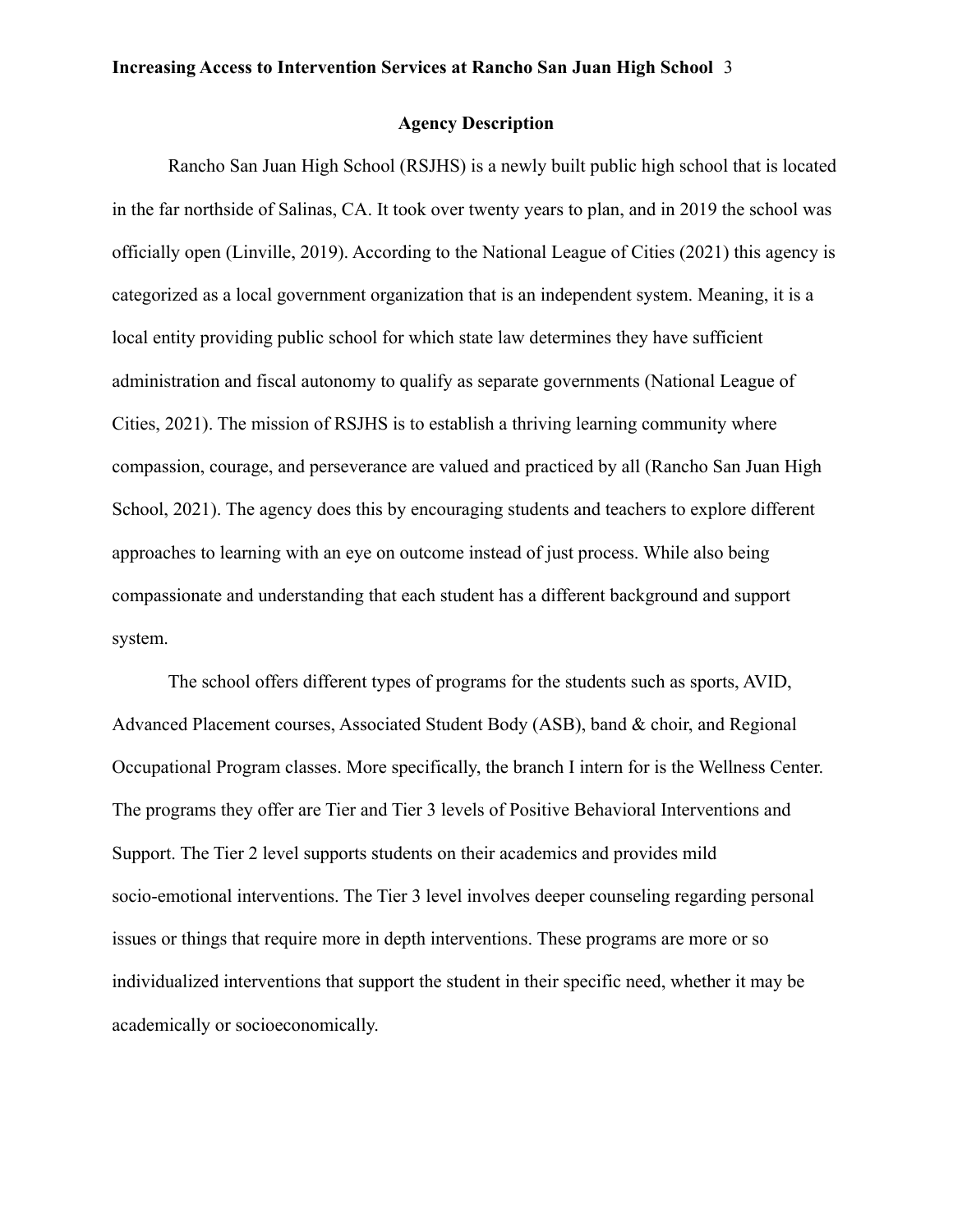## Agency Description

Rancho San Juan High School (RSJHS) is a newly built public high school that is located in the far northside of Salinas, CA. It took over twenty years to plan, and in 2019 the school was officially open (Linville, 2019). According to the National League of Cities (2021) this agency is categorized as a local government organization that is an independent system. Meaning, it is a local entity providing public school for which state law determines they have sufficient administration and fiscal autonomy to qualify as separate governments (National League of Cities, 2021). The mission of RSJHS is to establish a thriving learning community where compassion, courage, and perseverance are valued and practiced by all (Rancho San Juan High School, 2021). The agency does this by encouraging students and teachers to explore different approaches to learning with an eye on outcome instead of just process. While also being compassionate and understanding that each student has a different background and support system.

The school offers different types of programs for the students such as sports, AVID, Advanced Placement courses, Associated Student Body (ASB), band & choir, and Regional Occupational Program classes. More specifically, the branch I intern for is the Wellness Center. The programs they offer are Tier and Tier 3 levels of Positive Behavioral Interventions and Support. The Tier 2 level supports students on their academics and provides mild socio-emotional interventions. The Tier 3 level involves deeper counseling regarding personal issues or things that require more in depth interventions. These programs are more or so individualized interventions that support the student in their specific need, whether it may be academically or socioeconomically.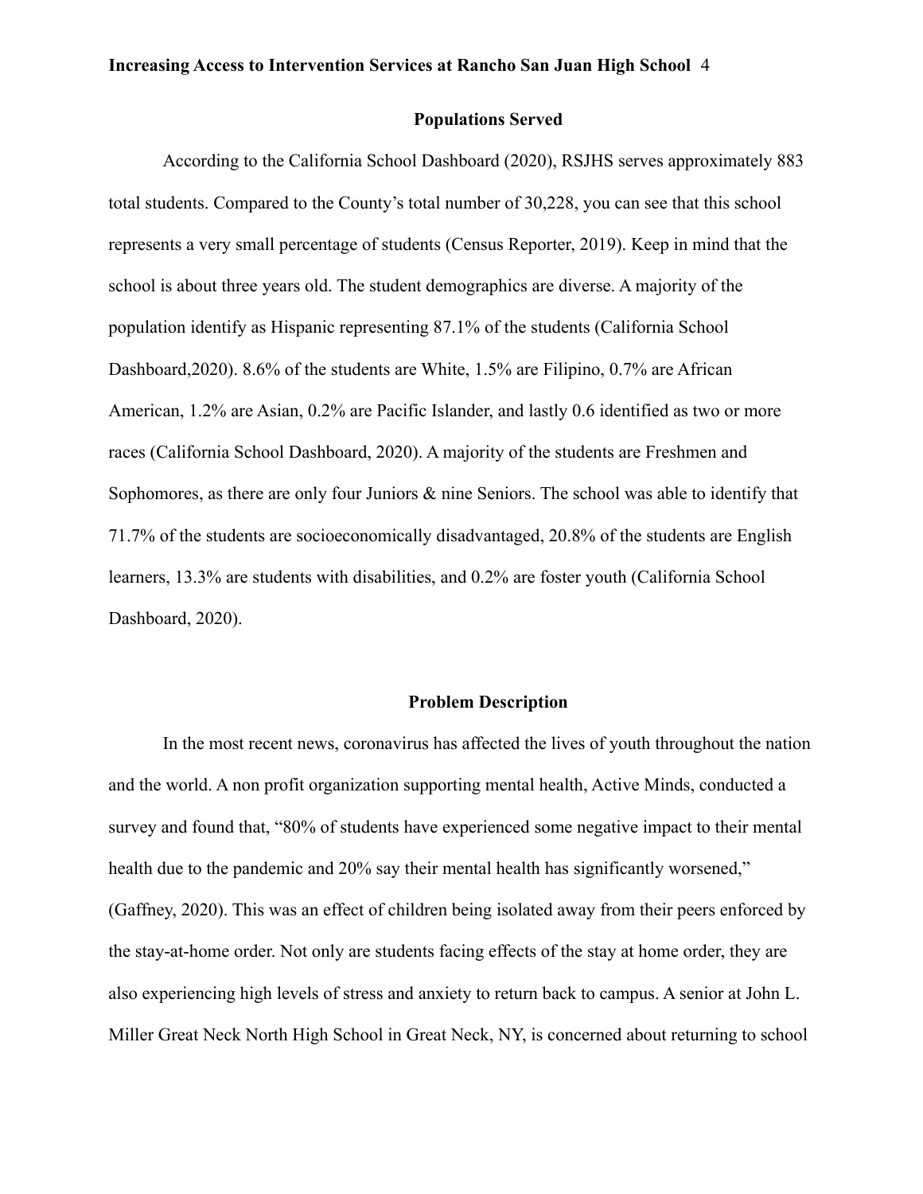## Populations Served

According to the California School Dashboard (2020), RSJHS serves approximately 883 total students. Compared to the County's total number of 30,228, you can see that this school represents a very small percentage of students (Census Reporter, 2019). Keep in mind that the school is about three years old. The student demographics are diverse. A majority of the population identify as Hispanic representing 87.1% of the students (California School Dashboard,2020). 8.6% of the students are White, 1.5% are Filipino, 0.7% are African American, 1.2% are Asian, 0.2% are Pacific Islander, and lastly 0.6 identified as two or more races (California School Dashboard, 2020). A majority of the students are Freshmen and Sophomores, as there are only four Juniors & nine Seniors. The school was able to identify that 71.7% of the students are socioeconomically disadvantaged, 20.8% of the students are English learners, 13.3% are students with disabilities, and 0.2% are foster youth (California School Dashboard, 2020).

## Problem Description

In the most recent news, coronavirus has affected the lives of youth throughout the nation and the world. A non profit organization supporting mental health, Active Minds, conducted a survey and found that, "80% of students have experienced some negative impact to their mental health due to the pandemic and 20% say their mental health has significantly worsened," (Gaffney, 2020). This was an effect of children being isolated away from their peers enforced by the stay-at-home order. Not only are students facing effects of the stay at home order, they are also experiencing high levels of stress and anxiety to return back to campus. A senior at John L. Miller Great Neck North High School in Great Neck, NY, is concerned about returning to school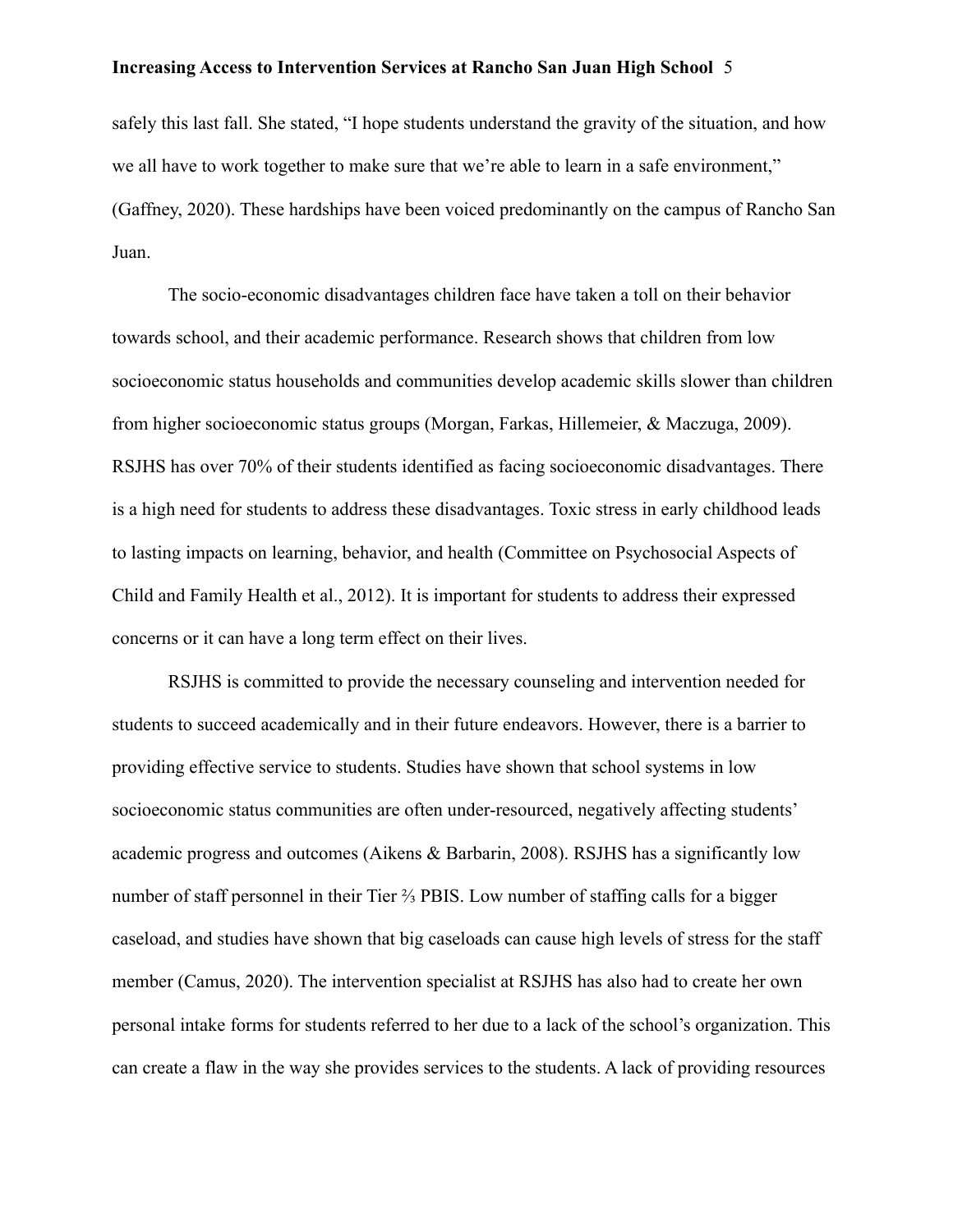safely this last fall. She stated, "I hope students understand the gravity of the situation, and how we all have to work together to make sure that we're able to learn in a safe environment," (Gaffney, 2020). These hardships have been voiced predominantly on the campus of Rancho San Juan.

The socio-economic disadvantages children face have taken a toll on their behavior towards school, and their academic performance. Research shows that children from low socioeconomic status households and communities develop academic skills slower than children from higher socioeconomic status groups (Morgan, Farkas, Hillemeier, & Maczuga, 2009). RSJHS has over 70% of their students identified as facing socioeconomic disadvantages. There is a high need for students to address these disadvantages. Toxic stress in early childhood leads to lasting impacts on learning, behavior, and health (Committee on Psychosocial Aspects of Child and Family Health et al., 2012). It is important for students to address their expressed concerns or it can have a long term effect on their lives.

RSJHS is committed to provide the necessary counseling and intervention needed for students to succeed academically and in their future endeavors. However, there is a barrier to providing effective service to students. Studies have shown that school systems in low socioeconomic status communities are often under-resourced, negatively affecting students' academic progress and outcomes (Aikens & Barbarin, 2008). RSJHS has a significantly low number of staff personnel in their Tier ⅔ PBIS. Low number of staffing calls for a bigger caseload, and studies have shown that big caseloads can cause high levels of stress for the staff member (Camus, 2020). The intervention specialist at RSJHS has also had to create her own personal intake forms for students referred to her due to a lack of the school's organization. This can create a flaw in the way she provides services to the students. A lack of providing resources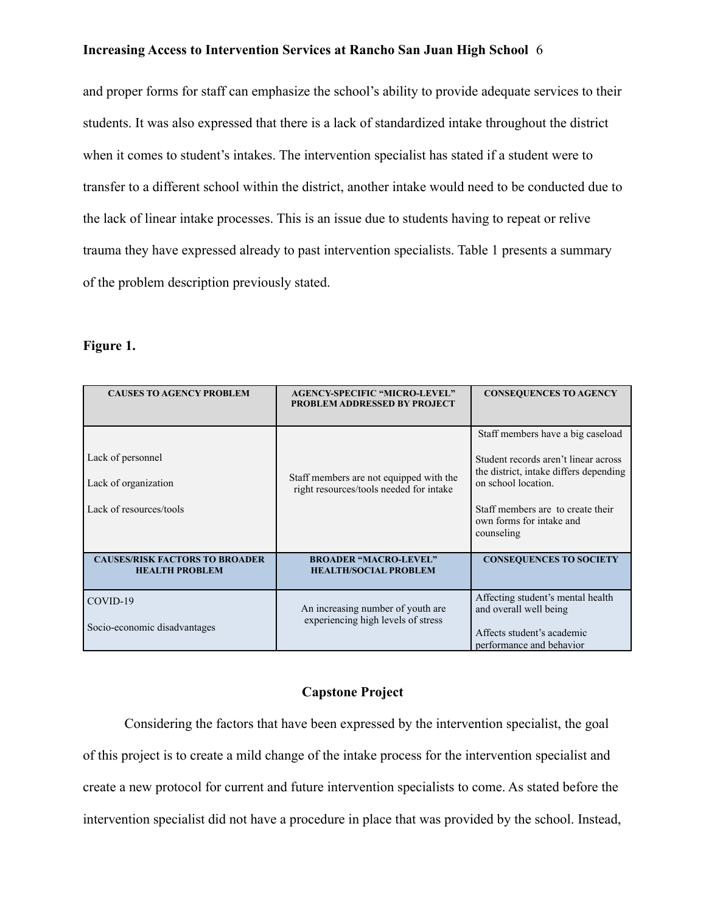and proper forms for staff can emphasize the school's ability to provide adequate services to their students. It was also expressed that there is a lack of standardized intake throughout the district when it comes to student's intakes. The intervention specialist has stated if a student were to transfer to a different school within the district, another intake would need to be conducted due to the lack of linear intake processes. This is an issue due to students having to repeat or relive trauma they have expressed already to past intervention specialists. Table 1 presents a summary of the problem description previously stated.

**Figure 1.**

| CAUSES TO AGENCY PROBLEM | AGENCY-SPECIFIC "MICRO-LEVEL" PROBLEM ADDRESSED BY PROJECT | CONSEQUENCES TO AGENCY |
|---|---|---|
| Lack of personnel<br><br>Lack of organization<br><br>Lack of resources/tools | Staff members are not equipped with the right resources/tools needed for intake | Staff members have a big caseload<br><br>Student records aren't linear across the district, intake differs depending on school location.<br><br>Staff members are to create their own forms for intake and counseling |
| **CAUSES/RISK FACTORS TO BROADER HEALTH PROBLEM** | **BROADER "MACRO-LEVEL" HEALTH/SOCIAL PROBLEM** | **CONSEQUENCES TO SOCIETY** |
| COVID-19<br><br>Socio-economic disadvantages | An increasing number of youth are experiencing high levels of stress | Affecting student's mental health and overall well being<br><br>Affects student's academic performance and behavior |

## Capstone Project

Considering the factors that have been expressed by the intervention specialist, the goal of this project is to create a mild change of the intake process for the intervention specialist and create a new protocol for current and future intervention specialists to come. As stated before the intervention specialist did not have a procedure in place that was provided by the school. Instead,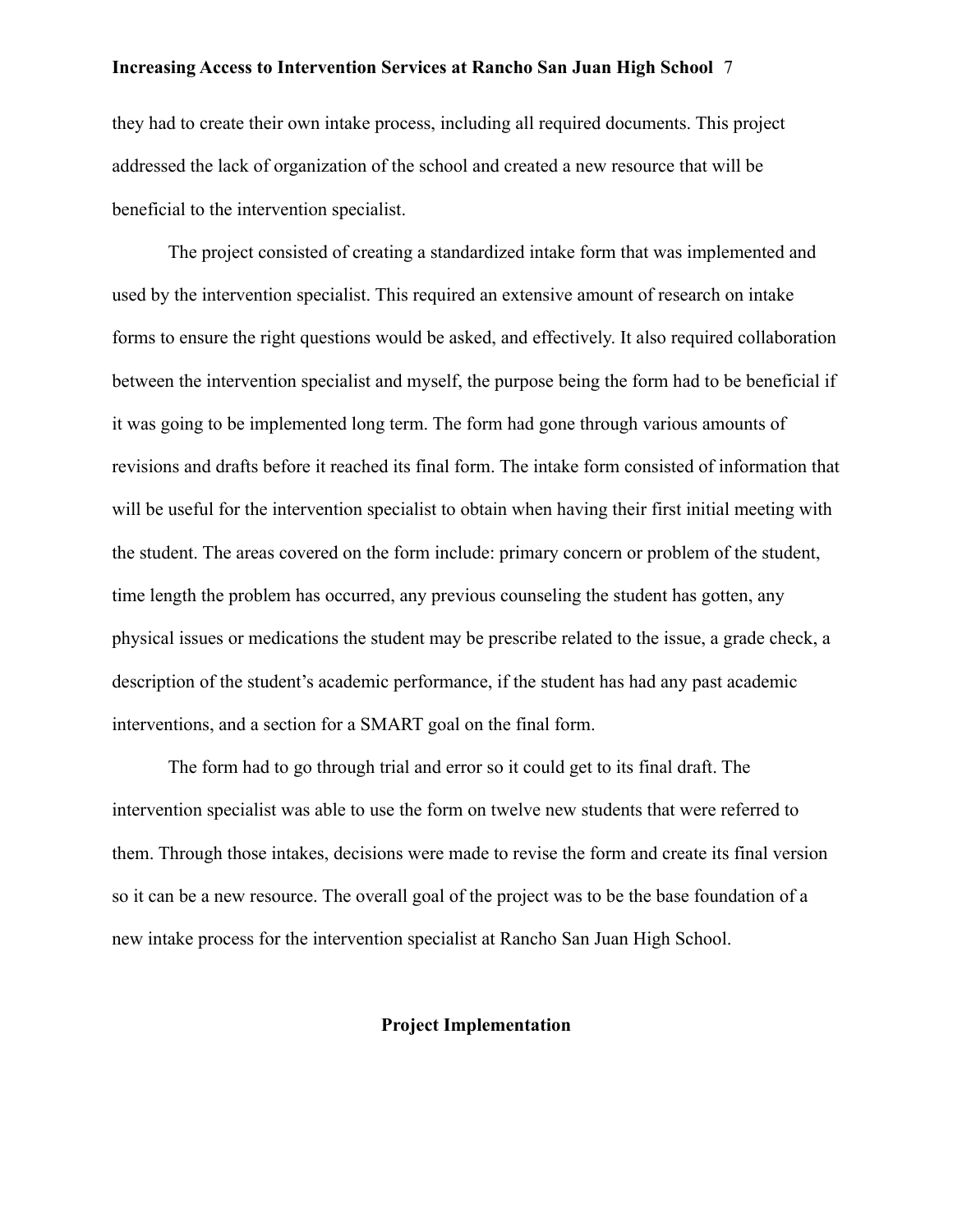they had to create their own intake process, including all required documents. This project addressed the lack of organization of the school and created a new resource that will be beneficial to the intervention specialist.

The project consisted of creating a standardized intake form that was implemented and used by the intervention specialist. This required an extensive amount of research on intake forms to ensure the right questions would be asked, and effectively. It also required collaboration between the intervention specialist and myself, the purpose being the form had to be beneficial if it was going to be implemented long term. The form had gone through various amounts of revisions and drafts before it reached its final form. The intake form consisted of information that will be useful for the intervention specialist to obtain when having their first initial meeting with the student. The areas covered on the form include: primary concern or problem of the student, time length the problem has occurred, any previous counseling the student has gotten, any physical issues or medications the student may be prescribe related to the issue, a grade check, a description of the student's academic performance, if the student has had any past academic interventions, and a section for a SMART goal on the final form.

The form had to go through trial and error so it could get to its final draft. The intervention specialist was able to use the form on twelve new students that were referred to them. Through those intakes, decisions were made to revise the form and create its final version so it can be a new resource. The overall goal of the project was to be the base foundation of a new intake process for the intervention specialist at Rancho San Juan High School.

## Project Implementation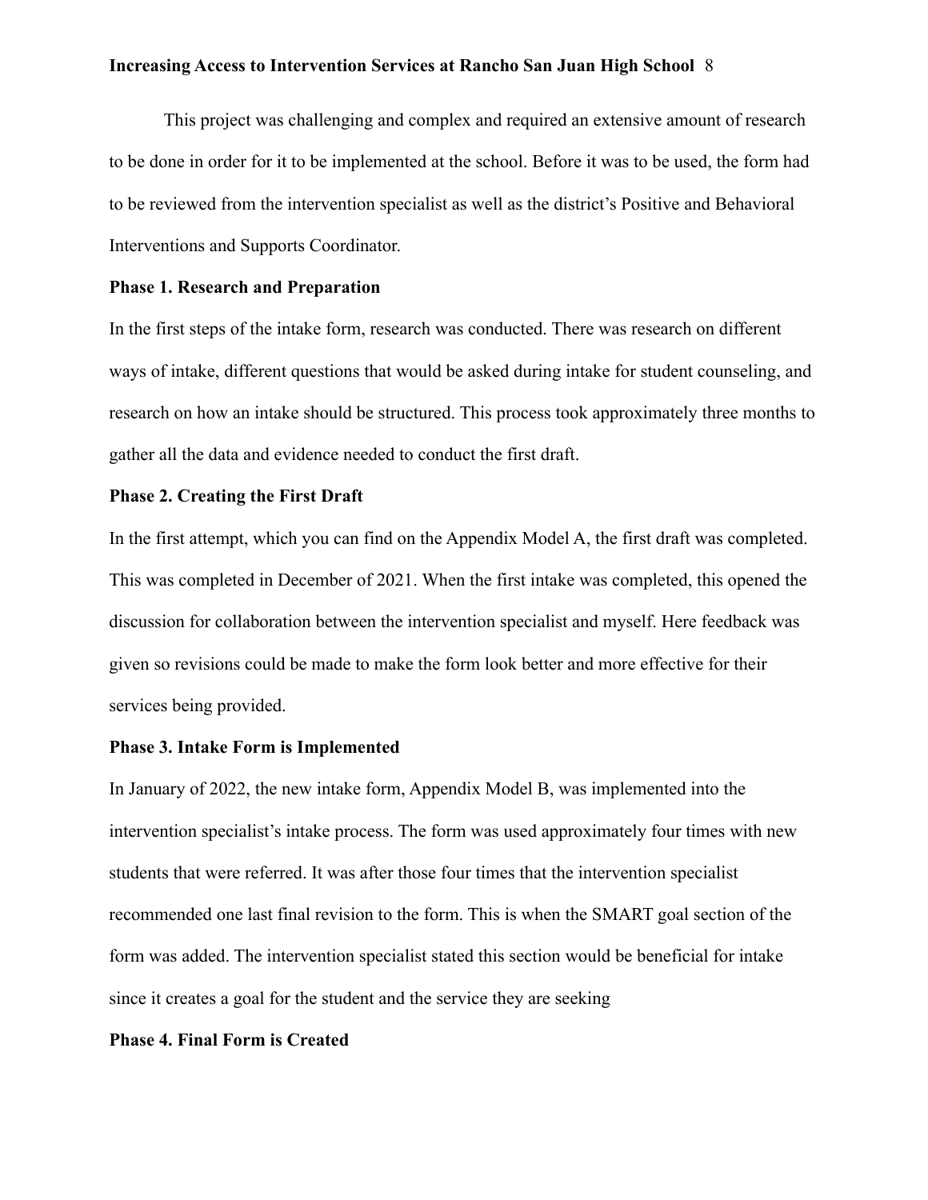This project was challenging and complex and required an extensive amount of research to be done in order for it to be implemented at the school. Before it was to be used, the form had to be reviewed from the intervention specialist as well as the district's Positive and Behavioral Interventions and Supports Coordinator.

**Phase 1. Research and Preparation**

In the first steps of the intake form, research was conducted. There was research on different ways of intake, different questions that would be asked during intake for student counseling, and research on how an intake should be structured. This process took approximately three months to gather all the data and evidence needed to conduct the first draft.

**Phase 2. Creating the First Draft**

In the first attempt, which you can find on the Appendix Model A, the first draft was completed. This was completed in December of 2021. When the first intake was completed, this opened the discussion for collaboration between the intervention specialist and myself. Here feedback was given so revisions could be made to make the form look better and more effective for their services being provided.

**Phase 3. Intake Form is Implemented**

In January of 2022, the new intake form, Appendix Model B, was implemented into the intervention specialist's intake process. The form was used approximately four times with new students that were referred. It was after those four times that the intervention specialist recommended one last final revision to the form. This is when the SMART goal section of the form was added. The intervention specialist stated this section would be beneficial for intake since it creates a goal for the student and the service they are seeking

**Phase 4. Final Form is Created**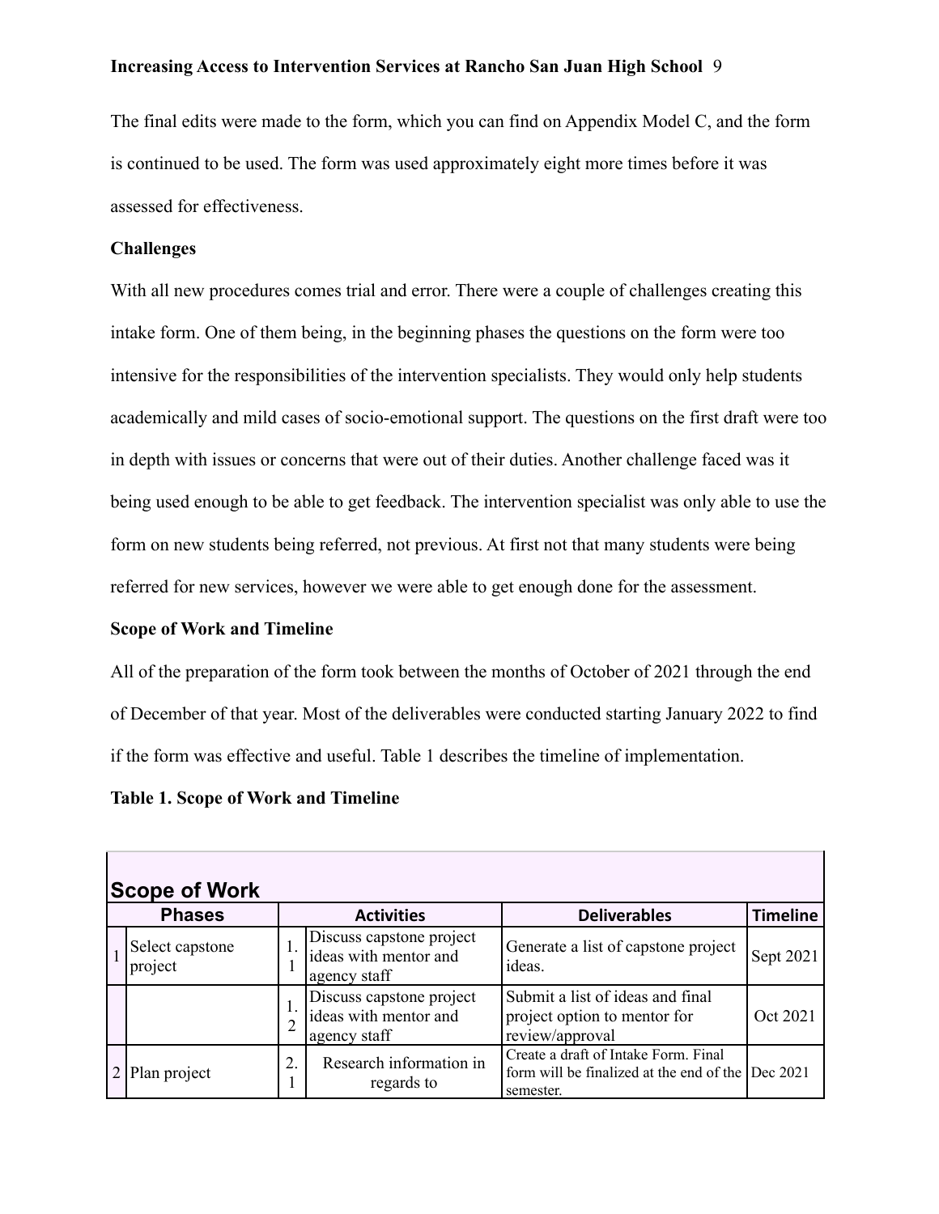The final edits were made to the form, which you can find on Appendix Model C, and the form is continued to be used. The form was used approximately eight more times before it was assessed for effectiveness.

**Challenges**

With all new procedures comes trial and error. There were a couple of challenges creating this intake form. One of them being, in the beginning phases the questions on the form were too intensive for the responsibilities of the intervention specialists. They would only help students academically and mild cases of socio-emotional support. The questions on the first draft were too in depth with issues or concerns that were out of their duties. Another challenge faced was it being used enough to be able to get feedback. The intervention specialist was only able to use the form on new students being referred, not previous. At first not that many students were being referred for new services, however we were able to get enough done for the assessment.

**Scope of Work and Timeline**

All of the preparation of the form took between the months of October of 2021 through the end of December of that year. Most of the deliverables were conducted starting January 2022 to find if the form was effective and useful. Table 1 describes the timeline of implementation.

**Table 1. Scope of Work and Timeline**

**Scope of Work**

| Phases | | Activities | | Deliverables | Timeline |
|---|---|---|---|---|---|
| 1 | Select capstone project | 1.1 | Discuss capstone project ideas with mentor and agency staff | Generate a list of capstone project ideas. | Sept 2021 |
| | | 1.2 | Discuss capstone project ideas with mentor and agency staff | Submit a list of ideas and final project option to mentor for review/approval | Oct 2021 |
| 2 | Plan project | 2.1 | Research information in regards to | Create a draft of Intake Form. Final form will be finalized at the end of the semester. | Dec 2021 |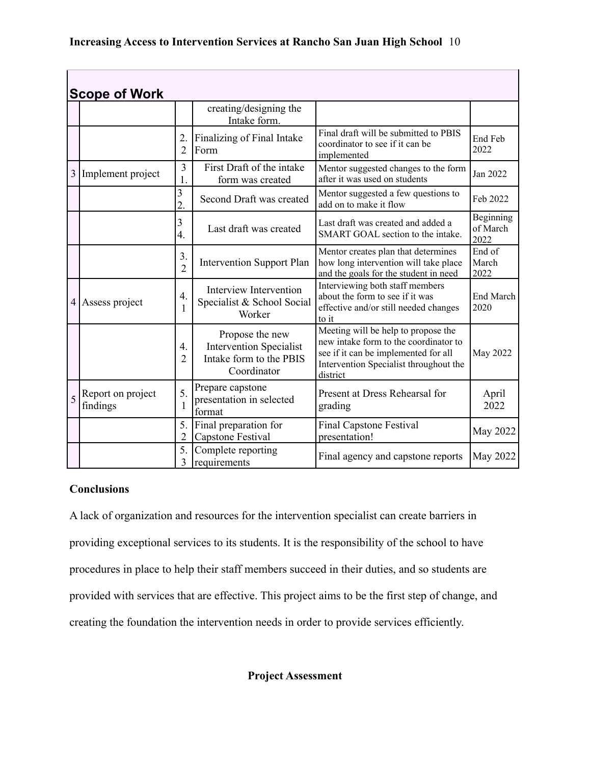| Scope of Work | | | | | |
|---|---|---|---|---|---|
| | | | creating/designing the Intake form. | | |
| | | 2.2 | Finalizing of Final Intake Form | Final draft will be submitted to PBIS coordinator to see if it can be implemented | End Feb 2022 |
| 3 | Implement project | 3 1. | First Draft of the intake form was created | Mentor suggested changes to the form after it was used on students | Jan 2022 |
| | | 3 2. | Second Draft was created | Mentor suggested a few questions to add on to make it flow | Feb 2022 |
| | | 3 4. | Last draft was created | Last draft was created and added a SMART GOAL section to the intake. | Beginning of March 2022 |
| | | 3.2 | Intervention Support Plan | Mentor creates plan that determines how long intervention will take place and the goals for the student in need | End of March 2022 |
| 4 | Assess project | 4.1 | Interview Intervention Specialist & School Social Worker | Interviewing both staff members about the form to see if it was effective and/or still needed changes to it | End March 2020 |
| | | 4.2 | Propose the new Intervention Specialist Intake form to the PBIS Coordinator | Meeting will be help to propose the new intake form to the coordinator to see if it can be implemented for all Intervention Specialist throughout the district | May 2022 |
| 5 | Report on project findings | 5.1 | Prepare capstone presentation in selected format | Present at Dress Rehearsal for grading | April 2022 |
| | | 5.2 | Final preparation for Capstone Festival | Final Capstone Festival presentation! | May 2022 |
| | | 5.3 | Complete reporting requirements | Final agency and capstone reports | May 2022 |

**Conclusions**

A lack of organization and resources for the intervention specialist can create barriers in providing exceptional services to its students. It is the responsibility of the school to have procedures in place to help their staff members succeed in their duties, and so students are provided with services that are effective. This project aims to be the first step of change, and creating the foundation the intervention needs in order to provide services efficiently.

**Project Assessment**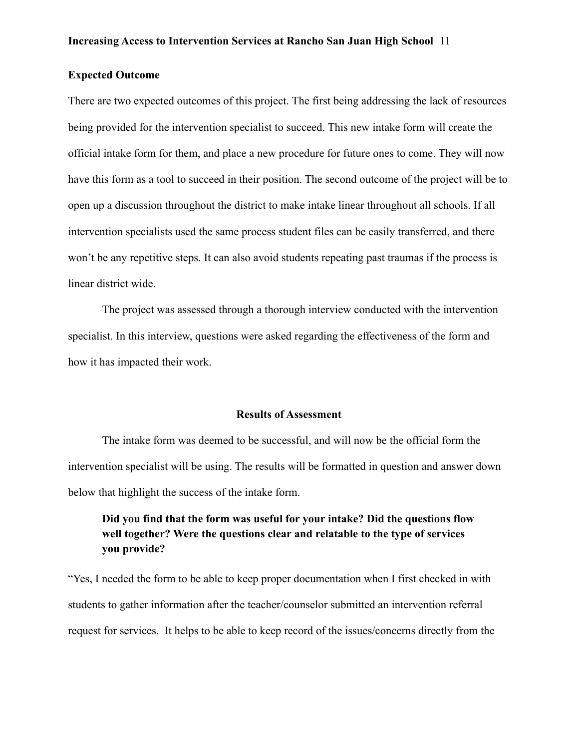**Expected Outcome**

There are two expected outcomes of this project. The first being addressing the lack of resources being provided for the intervention specialist to succeed. This new intake form will create the official intake form for them, and place a new procedure for future ones to come. They will now have this form as a tool to succeed in their position. The second outcome of the project will be to open up a discussion throughout the district to make intake linear throughout all schools. If all intervention specialists used the same process student files can be easily transferred, and there won't be any repetitive steps. It can also avoid students repeating past traumas if the process is linear district wide.

The project was assessed through a thorough interview conducted with the intervention specialist. In this interview, questions were asked regarding the effectiveness of the form and how it has impacted their work.

## Results of Assessment

The intake form was deemed to be successful, and will now be the official form the intervention specialist will be using. The results will be formatted in question and answer down below that highlight the success of the intake form.

> **Did you find that the form was useful for your intake? Did the questions flow well together? Were the questions clear and relatable to the type of services you provide?**

"Yes, I needed the form to be able to keep proper documentation when I first checked in with students to gather information after the teacher/counselor submitted an intervention referral request for services. It helps to be able to keep record of the issues/concerns directly from the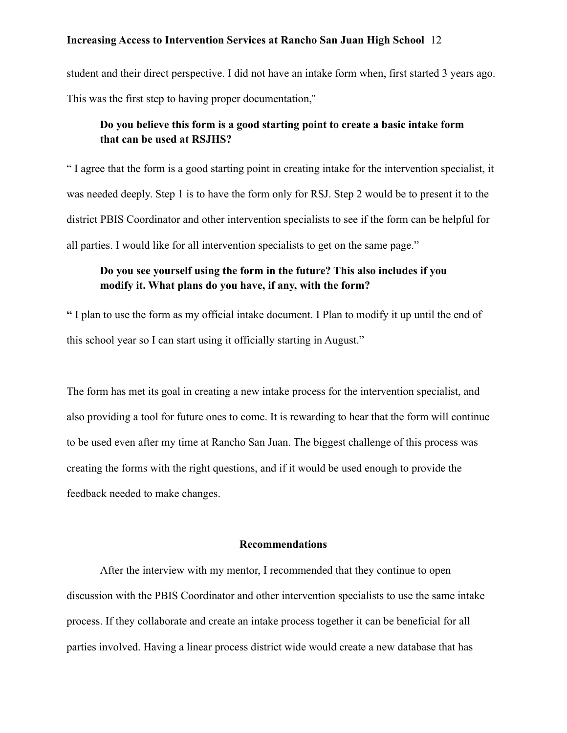student and their direct perspective. I did not have an intake form when, first started 3 years ago. This was the first step to having proper documentation,"

**Do you believe this form is a good starting point to create a basic intake form that can be used at RSJHS?**

" I agree that the form is a good starting point in creating intake for the intervention specialist, it was needed deeply. Step 1 is to have the form only for RSJ. Step 2 would be to present it to the district PBIS Coordinator and other intervention specialists to see if the form can be helpful for all parties. I would like for all intervention specialists to get on the same page."

**Do you see yourself using the form in the future? This also includes if you modify it. What plans do you have, if any, with the form?**

**"** I plan to use the form as my official intake document. I Plan to modify it up until the end of this school year so I can start using it officially starting in August."

The form has met its goal in creating a new intake process for the intervention specialist, and also providing a tool for future ones to come. It is rewarding to hear that the form will continue to be used even after my time at Rancho San Juan. The biggest challenge of this process was creating the forms with the right questions, and if it would be used enough to provide the feedback needed to make changes.

## Recommendations

After the interview with my mentor, I recommended that they continue to open discussion with the PBIS Coordinator and other intervention specialists to use the same intake process. If they collaborate and create an intake process together it can be beneficial for all parties involved. Having a linear process district wide would create a new database that has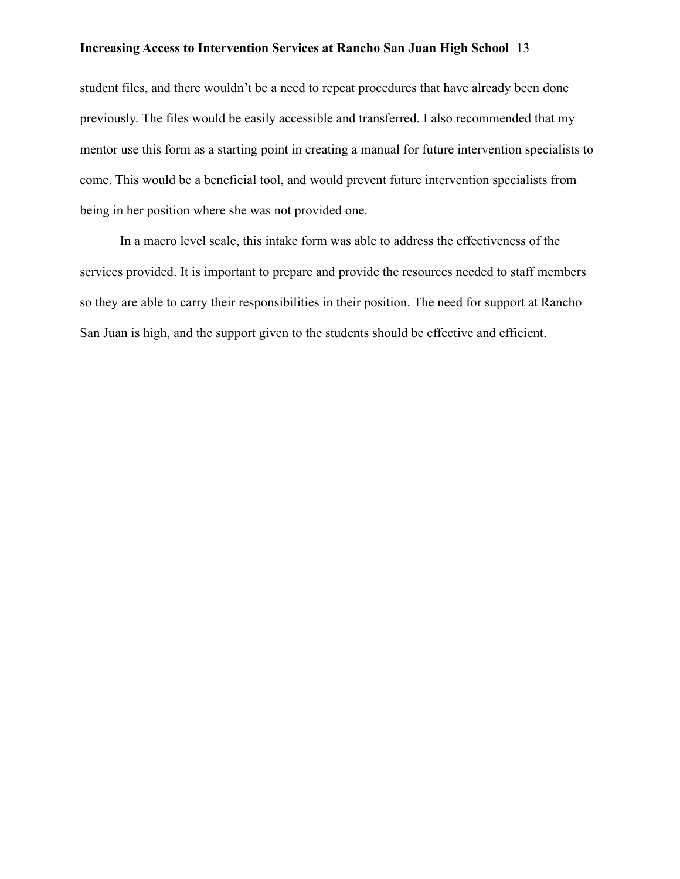student files, and there wouldn't be a need to repeat procedures that have already been done previously. The files would be easily accessible and transferred. I also recommended that my mentor use this form as a starting point in creating a manual for future intervention specialists to come. This would be a beneficial tool, and would prevent future intervention specialists from being in her position where she was not provided one.

In a macro level scale, this intake form was able to address the effectiveness of the services provided. It is important to prepare and provide the resources needed to staff members so they are able to carry their responsibilities in their position. The need for support at Rancho San Juan is high, and the support given to the students should be effective and efficient.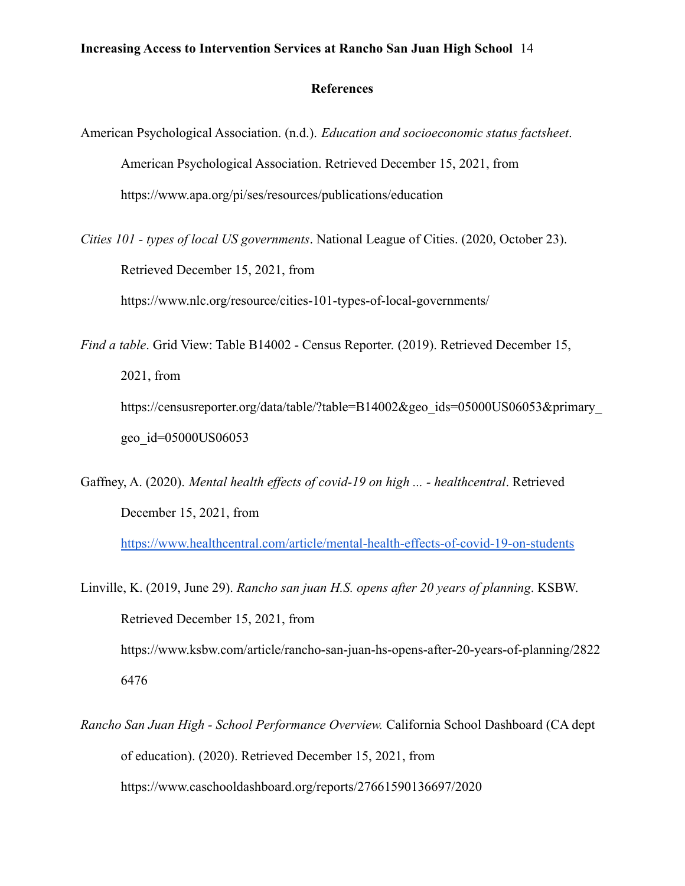## References

American Psychological Association. (n.d.). *Education and socioeconomic status factsheet*. American Psychological Association. Retrieved December 15, 2021, from https://www.apa.org/pi/ses/resources/publications/education

*Cities 101 - types of local US governments*. National League of Cities. (2020, October 23). Retrieved December 15, 2021, from https://www.nlc.org/resource/cities-101-types-of-local-governments/

*Find a table*. Grid View: Table B14002 - Census Reporter. (2019). Retrieved December 15, 2021, from https://censusreporter.org/data/table/?table=B14002&geo_ids=05000US06053&primary_geo_id=05000US06053

Gaffney, A. (2020). *Mental health effects of covid-19 on high ... - healthcentral*. Retrieved December 15, 2021, from https://www.healthcentral.com/article/mental-health-effects-of-covid-19-on-students

Linville, K. (2019, June 29). *Rancho san juan H.S. opens after 20 years of planning*. KSBW. Retrieved December 15, 2021, from https://www.ksbw.com/article/rancho-san-juan-hs-opens-after-20-years-of-planning/28226476

*Rancho San Juan High - School Performance Overview.* California School Dashboard (CA dept of education). (2020). Retrieved December 15, 2021, from https://www.caschooldashboard.org/reports/27661590136697/2020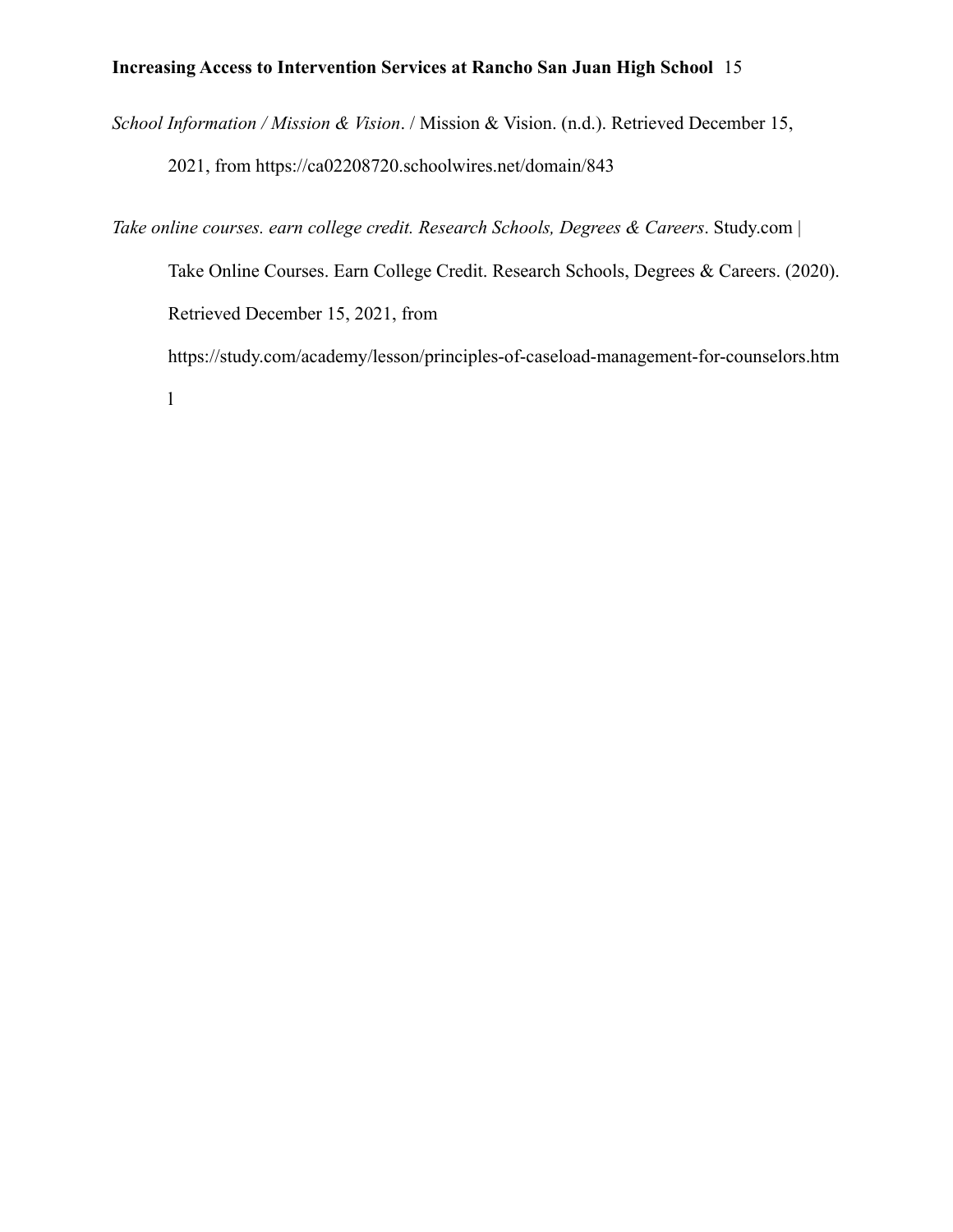*School Information / Mission & Vision*. / Mission & Vision. (n.d.). Retrieved December 15, 2021, from https://ca02208720.schoolwires.net/domain/843

*Take online courses. earn college credit. Research Schools, Degrees & Careers*. Study.com | Take Online Courses. Earn College Credit. Research Schools, Degrees & Careers. (2020). Retrieved December 15, 2021, from https://study.com/academy/lesson/principles-of-caseload-management-for-counselors.html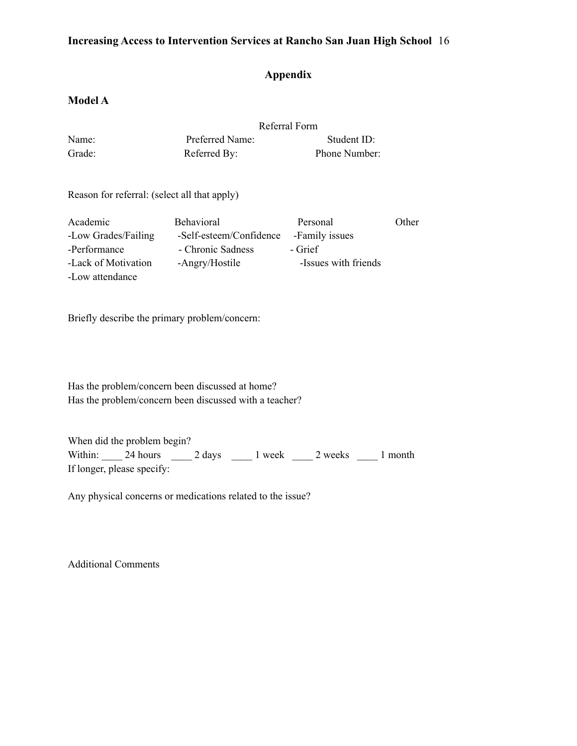## Appendix

### Model A

Referral Form

Name: Preferred Name: Student ID:
Grade: Referred By: Phone Number:

Reason for referral: (select all that apply)

| Academic | Behavioral | Personal | Other |
|---|---|---|---|
| -Low Grades/Failing | -Self-esteem/Confidence | -Family issues | |
| -Performance | - Chronic Sadness | - Grief | |
| -Lack of Motivation | -Angry/Hostile | -Issues with friends | |
| -Low attendance | | | |

Briefly describe the primary problem/concern:

Has the problem/concern been discussed at home?
Has the problem/concern been discussed with a teacher?

When did the problem begin?
Within: ____ 24 hours ____ 2 days ____ 1 week ____ 2 weeks ____ 1 month
If longer, please specify:

Any physical concerns or medications related to the issue?

Additional Comments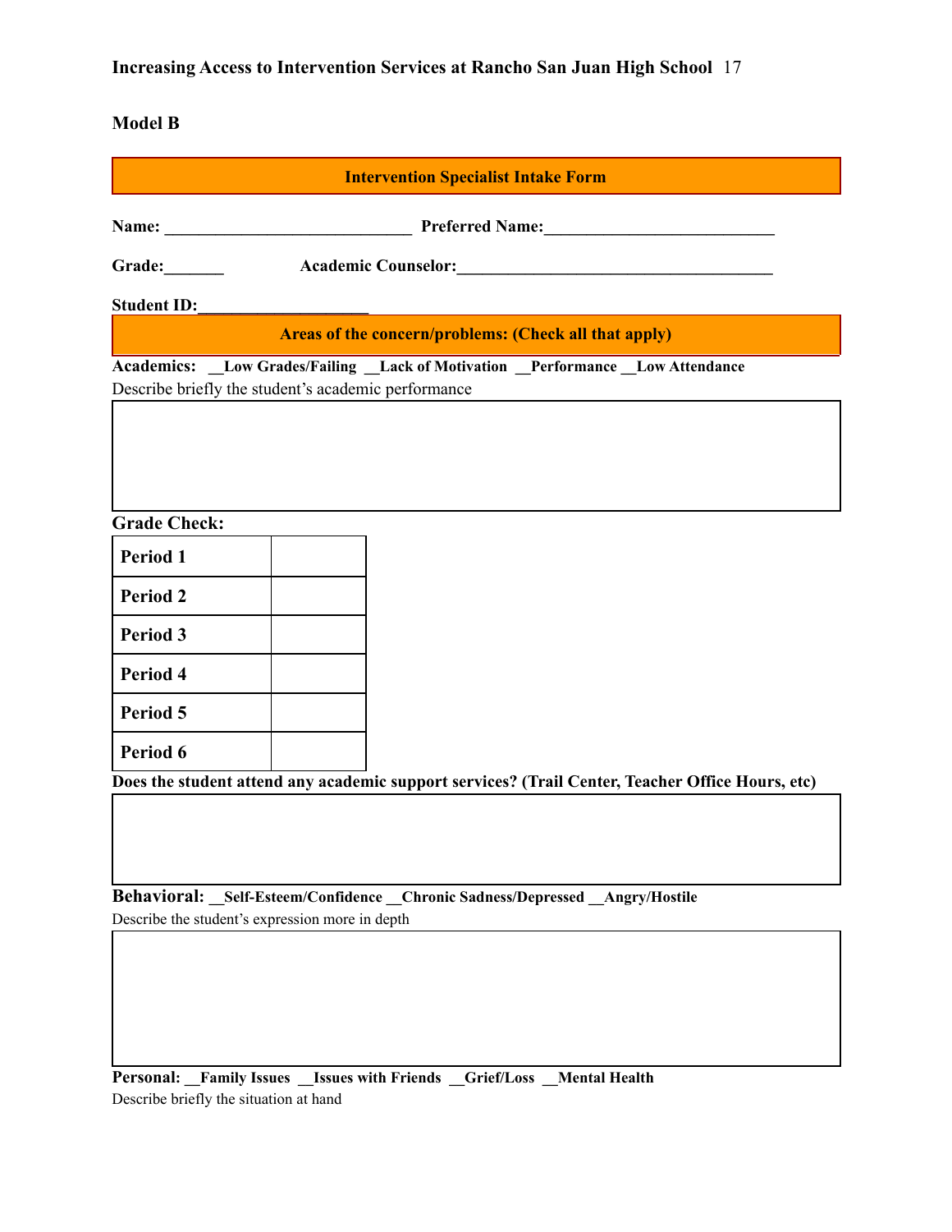**Model B**

**Intervention Specialist Intake Form**

**Name:** ____________________________ **Preferred Name:**__________________________

**Grade:**_______ **Academic Counselor:**____________________________________

**Student ID:**___________________

**Areas of the concern/problems: (Check all that apply)**

**Academics:** __**Low Grades/Failing** __**Lack of Motivation** __**Performance** __**Low Attendance**

Describe briefly the student's academic performance

**Grade Check:**

| | |
|---|---|
| **Period 1** | |
| **Period 2** | |
| **Period 3** | |
| **Period 4** | |
| **Period 5** | |
| **Period 6** | |

**Does the student attend any academic support services? (Trail Center, Teacher Office Hours, etc)**

**Behavioral:** __**Self-Esteem/Confidence** __**Chronic Sadness/Depressed** __**Angry/Hostile**

Describe the student's expression more in depth

**Personal:** __**Family Issues** __**Issues with Friends** __**Grief/Loss** __**Mental Health**

Describe briefly the situation at hand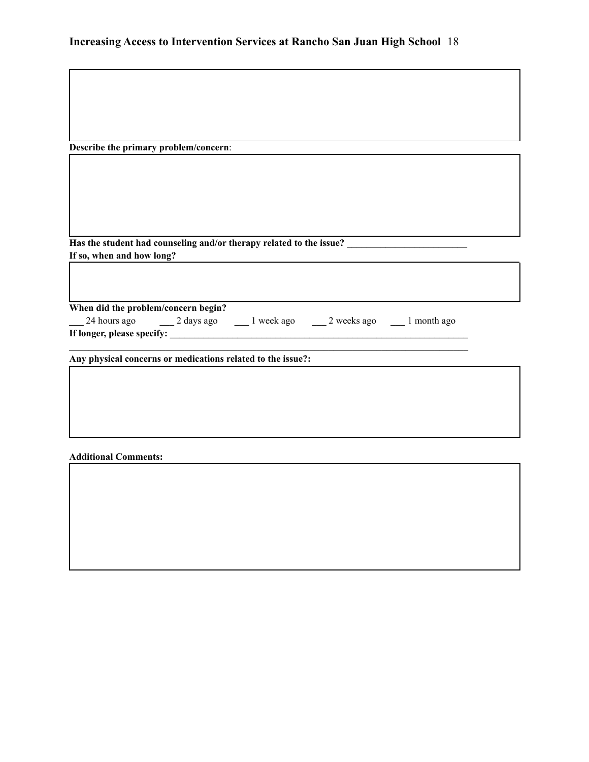**Describe the primary problem/concern**:

**Has the student had counseling and/or therapy related to the issue?** ________________________

**If so, when and how long?**

**When did the problem/concern begin?**

___ 24 hours ago ___ 2 days ago ___ 1 week ago ___ 2 weeks ago ___ 1 month ago

**If longer, please specify: ________________________________________________________________**

**________________________________________________________________________________**

**Any physical concerns or medications related to the issue?:**

**Additional Comments:**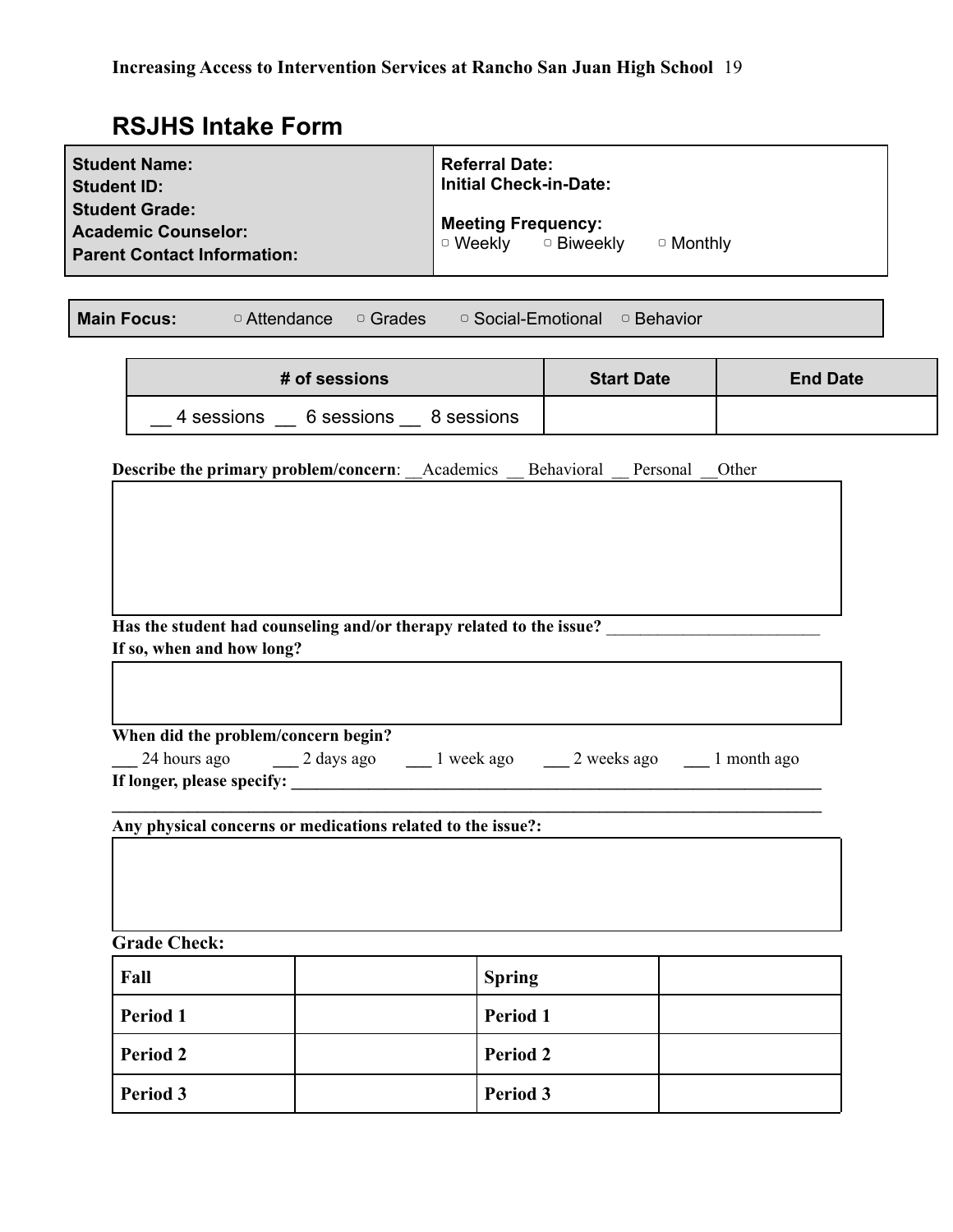# RSJHS Intake Form

| **Student Name:**<br>**Student ID:**<br>**Student Grade:**<br>**Academic Counselor:**<br>**Parent Contact Information:** | **Referral Date:**<br>**Initial Check-in-Date:**<br><br>**Meeting Frequency:**<br>▢ Weekly ▢ Biweekly ▢ Monthly |
|---|---|

| **Main Focus:** ▢ Attendance ▢ Grades ▢ Social-Emotional ▢ Behavior |
|---|

| # of sessions | Start Date | End Date |
|---|---|---|
| __ 4 sessions __ 6 sessions __ 8 sessions | | |

**Describe the primary problem/concern**: __Academics __ Behavioral __ Personal __Other

|   |
|---|
|   |

**Has the student had counseling and/or therapy related to the issue?** ___________________________
**If so, when and how long?**

|   |
|---|
|   |

**When did the problem/concern begin?**
___ 24 hours ago ___ 2 days ago ___ 1 week ago ___ 2 weeks ago ___ 1 month ago
**If longer, please specify: ___________________________________________________________________**
______________________________________________________________________________________

**Any physical concerns or medications related to the issue?:**

|   |
|---|
|   |

**Grade Check:**

| **Fall** | | **Spring** | |
|---|---|---|---|
| **Period 1** | | **Period 1** | |
| **Period 2** | | **Period 2** | |
| **Period 3** | | **Period 3** | |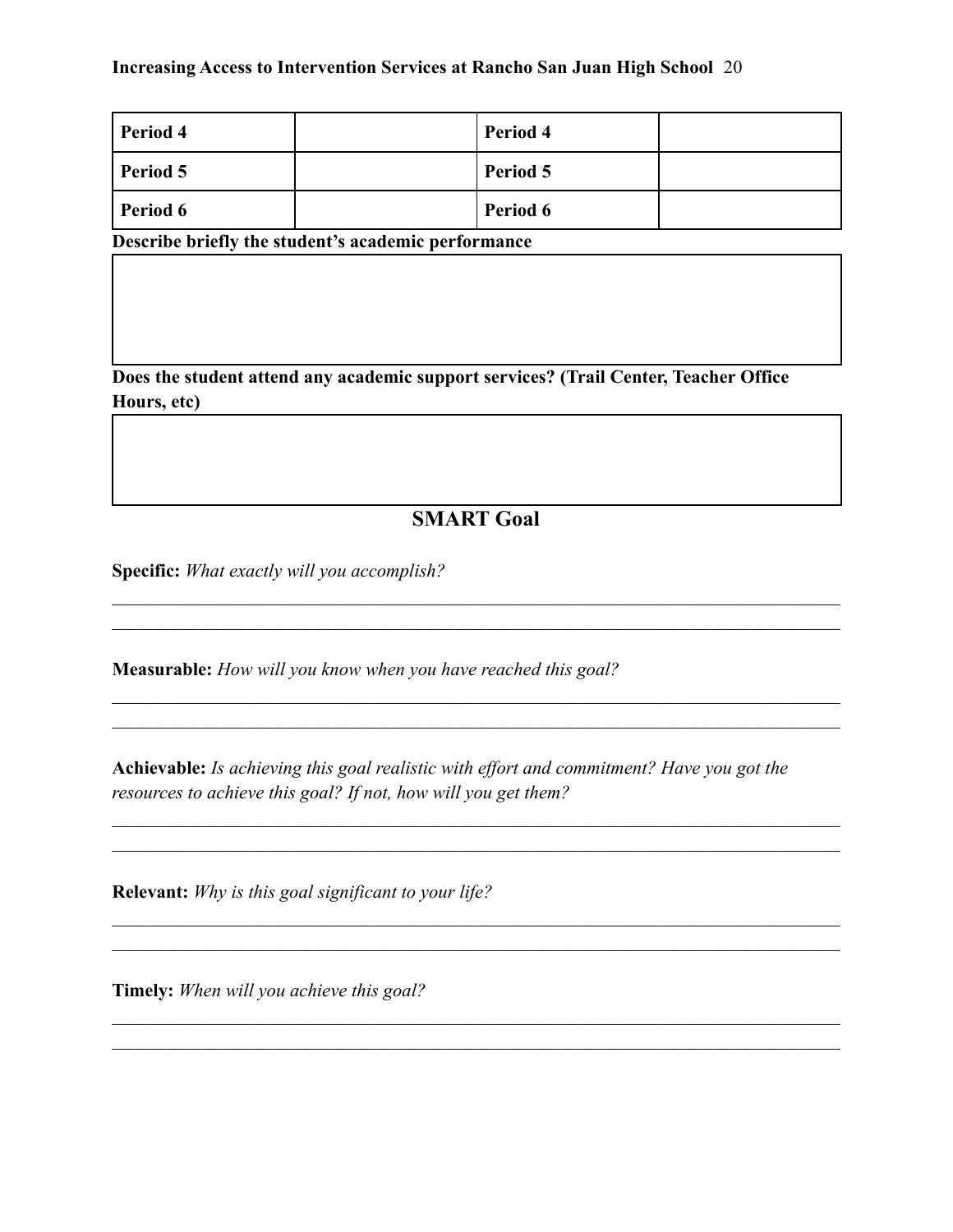| | | | |
|---|---|---|---|
| **Period 4** | | **Period 4** | |
| **Period 5** | | **Period 5** | |
| **Period 6** | | **Period 6** | |

**Describe briefly the student's academic performance**

| |
|---|
| |

**Does the student attend any academic support services? (Trail Center, Teacher Office Hours, etc)**

| |
|---|
| |

## SMART Goal

**Specific:** *What exactly will you accomplish?*

______________________________________________________________________________

______________________________________________________________________________

**Measurable:** *How will you know when you have reached this goal?*

______________________________________________________________________________

______________________________________________________________________________

**Achievable:** *Is achieving this goal realistic with effort and commitment? Have you got the resources to achieve this goal? If not, how will you get them?*

______________________________________________________________________________

______________________________________________________________________________

**Relevant:** *Why is this goal significant to your life?*

______________________________________________________________________________

______________________________________________________________________________

**Timely:** *When will you achieve this goal?*

______________________________________________________________________________

______________________________________________________________________________